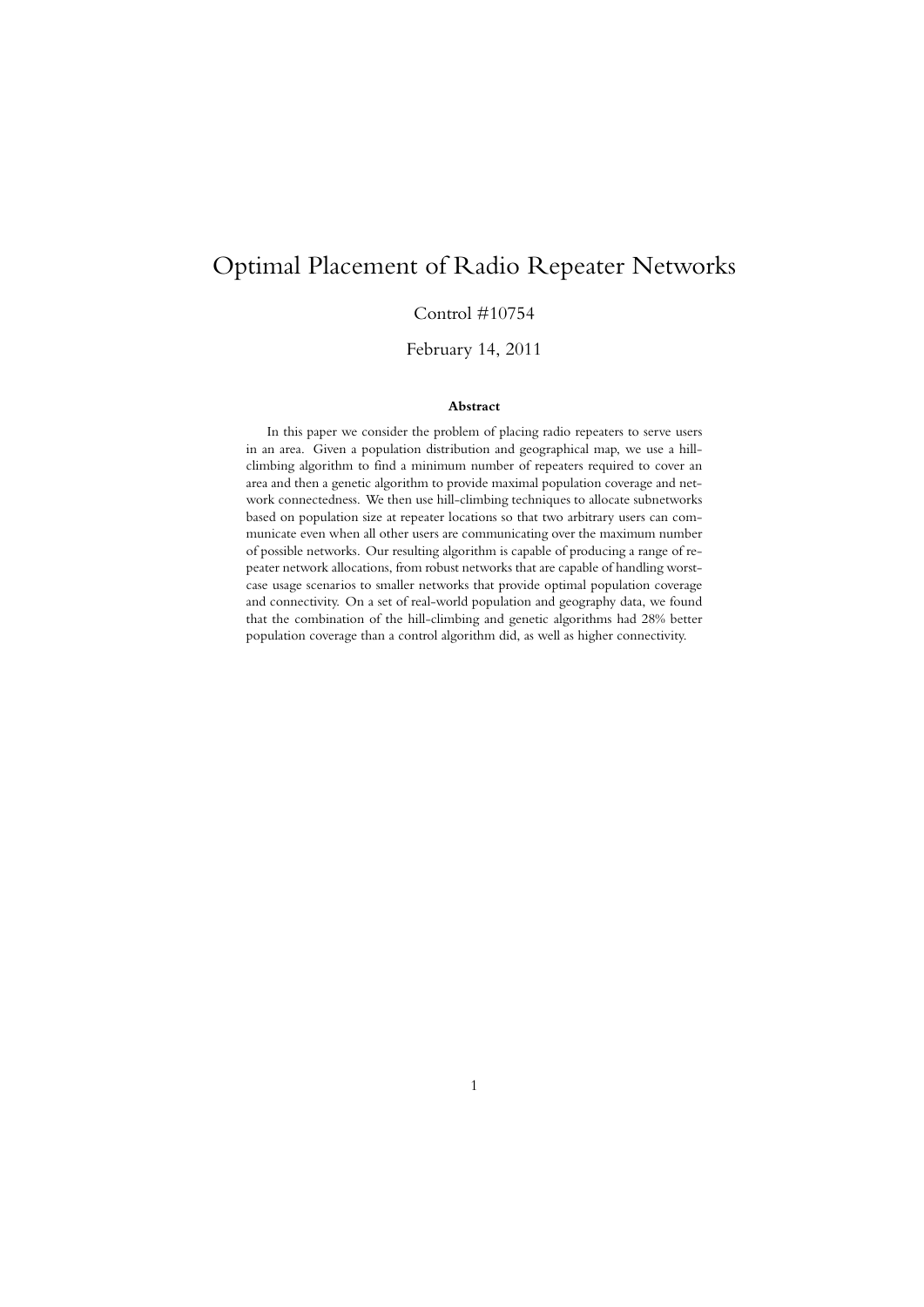# Optimal Placement of Radio Repeater Networks

Control #10754

February 14, 2011

### Abstract

In this paper we consider the problem of placing radio repeaters to serve users in an area. Given a population distribution and geographical map, we use a hill-climbing algorithm to find a minimum number of repeaters required to cover an area and then a genetic algorithm to provide maximal population coverage and network connectedness. We then use hill-climbing techniques to allocate subnetworks based on population size at repeater locations so that two arbitrary users can communicate even when all other users are communicating over the maximum number of possible networks. Our resulting algorithm is capable of producing a range of repeater network allocations, from robust networks that are capable of handling worst-case usage scenarios to smaller networks that provide optimal population coverage and connectivity. On a set of real-world population and geography data, we found that the combination of the hill-climbing and genetic algorithms had 28% better population coverage than a control algorithm did, as well as higher connectivity.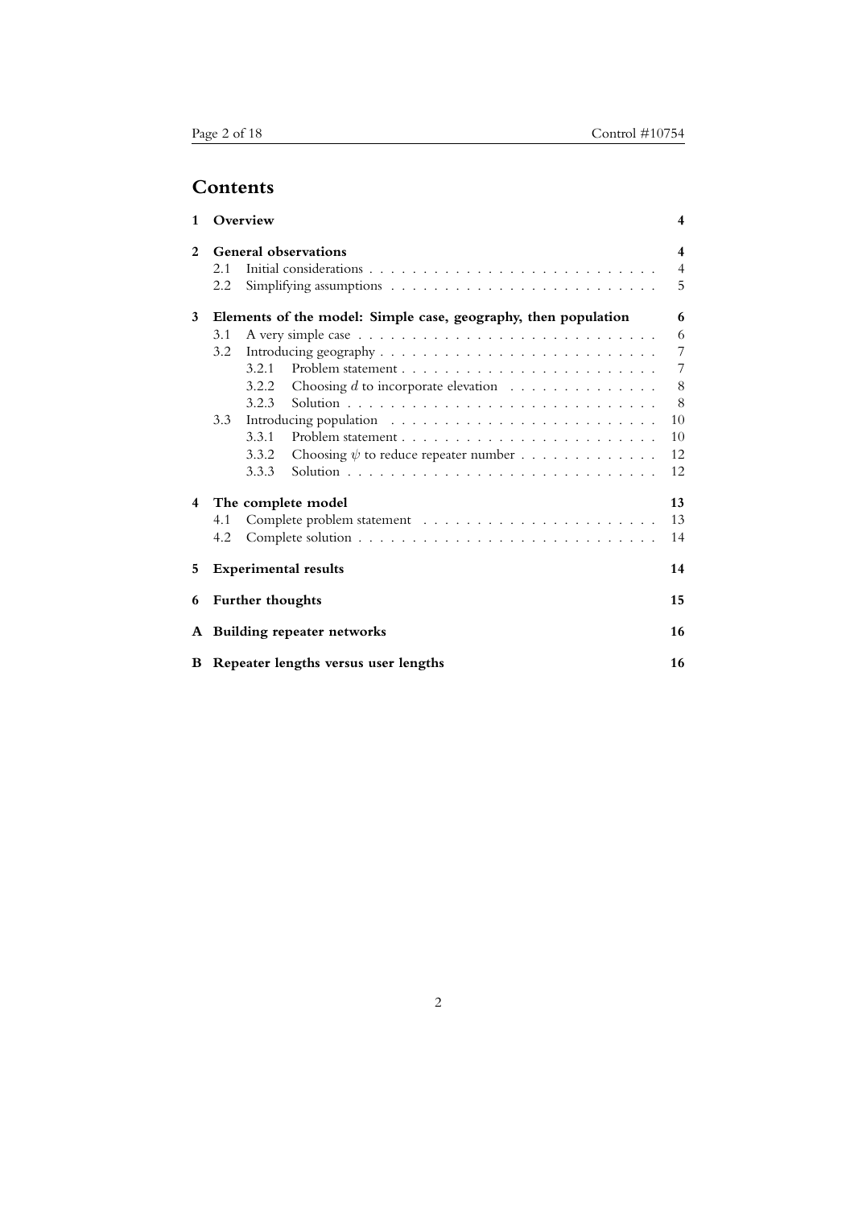# Contents

1 Overview 4

2 General observations 4
- 2.1 Initial considerations 4
- 2.2 Simplifying assumptions 5

3 Elements of the model: Simple case, geography, then population 6
- 3.1 A very simple case 6
- 3.2 Introducing geography 7
  - 3.2.1 Problem statement 7
  - 3.2.2 Choosing $d$ to incorporate elevation 8
  - 3.2.3 Solution 8
- 3.3 Introducing population 10
  - 3.3.1 Problem statement 10
  - 3.3.2 Choosing $\psi$ to reduce repeater number 12
  - 3.3.3 Solution 12

4 The complete model 13
- 4.1 Complete problem statement 13
- 4.2 Complete solution 14

5 Experimental results 14

6 Further thoughts 15

A Building repeater networks 16

B Repeater lengths versus user lengths 16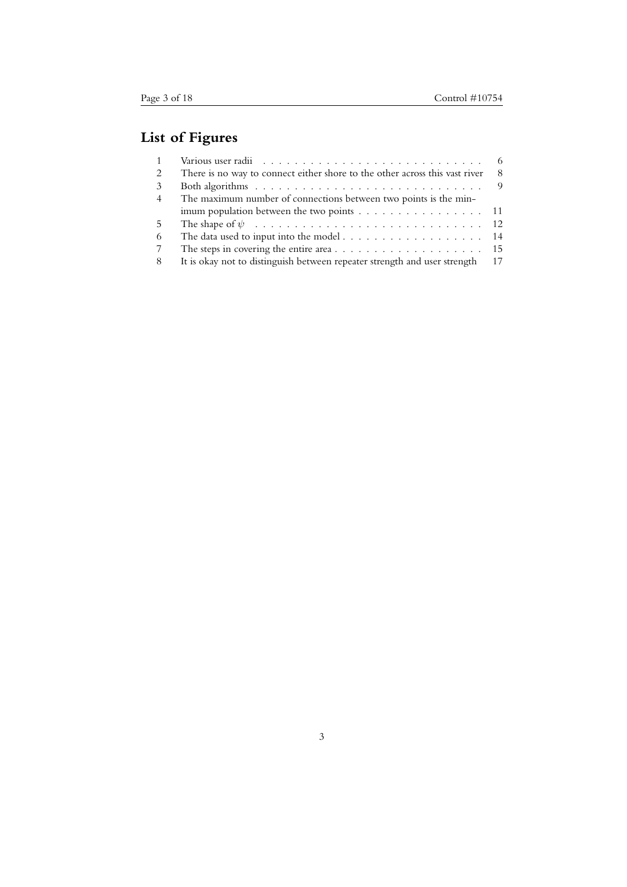# List of Figures

| | | |
|---|---|---|
| 1 | Various user radii | 6 |
| 2 | There is no way to connect either shore to the other across this vast river | 8 |
| 3 | Both algorithms | 9 |
| 4 | The maximum number of connections between two points is the minimum population between the two points | 11 |
| 5 | The shape of $\psi$ | 12 |
| 6 | The data used to input into the model | 14 |
| 7 | The steps in covering the entire area | 15 |
| 8 | It is okay not to distinguish between repeater strength and user strength | 17 |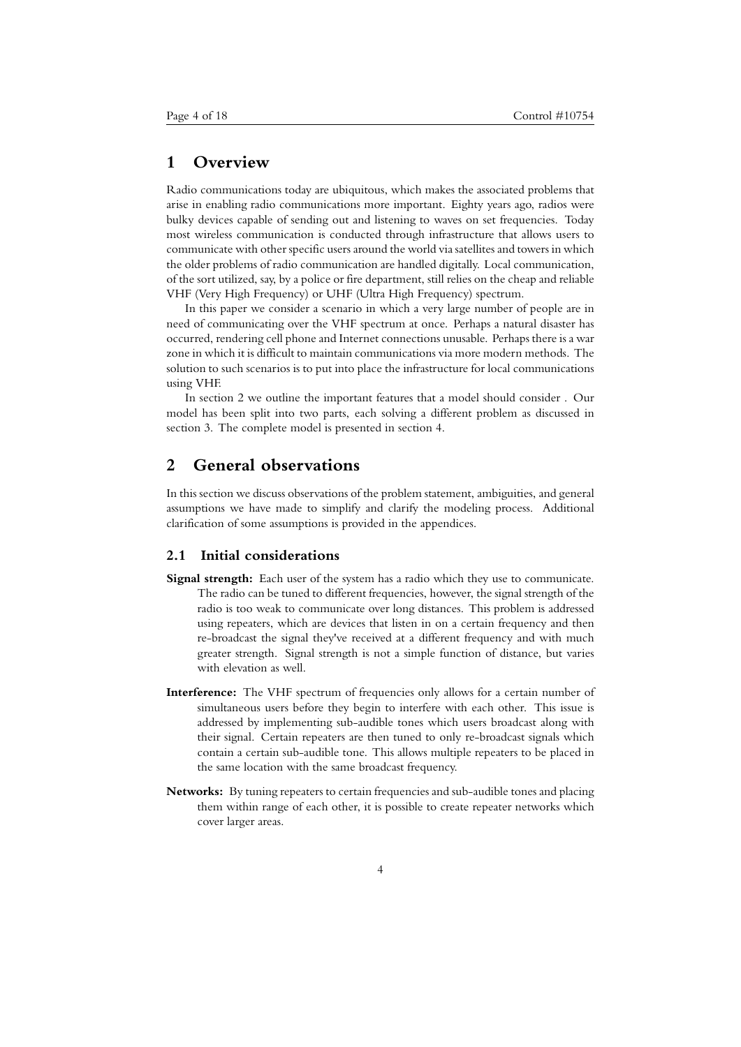# 1 Overview

Radio communications today are ubiquitous, which makes the associated problems that arise in enabling radio communications more important. Eighty years ago, radios were bulky devices capable of sending out and listening to waves on set frequencies. Today most wireless communication is conducted through infrastructure that allows users to communicate with other specific users around the world via satellites and towers in which the older problems of radio communication are handled digitally. Local communication, of the sort utilized, say, by a police or fire department, still relies on the cheap and reliable VHF (Very High Frequency) or UHF (Ultra High Frequency) spectrum.

In this paper we consider a scenario in which a very large number of people are in need of communicating over the VHF spectrum at once. Perhaps a natural disaster has occurred, rendering cell phone and Internet connections unusable. Perhaps there is a war zone in which it is difficult to maintain communications via more modern methods. The solution to such scenarios is to put into place the infrastructure for local communications using VHF.

In section 2 we outline the important features that a model should consider . Our model has been split into two parts, each solving a different problem as discussed in section 3. The complete model is presented in section 4.

# 2 General observations

In this section we discuss observations of the problem statement, ambiguities, and general assumptions we have made to simplify and clarify the modeling process. Additional clarification of some assumptions is provided in the appendices.

## 2.1 Initial considerations

**Signal strength:** Each user of the system has a radio which they use to communicate. The radio can be tuned to different frequencies, however, the signal strength of the radio is too weak to communicate over long distances. This problem is addressed using repeaters, which are devices that listen in on a certain frequency and then re-broadcast the signal they've received at a different frequency and with much greater strength. Signal strength is not a simple function of distance, but varies with elevation as well.

**Interference:** The VHF spectrum of frequencies only allows for a certain number of simultaneous users before they begin to interfere with each other. This issue is addressed by implementing sub-audible tones which users broadcast along with their signal. Certain repeaters are then tuned to only re-broadcast signals which contain a certain sub-audible tone. This allows multiple repeaters to be placed in the same location with the same broadcast frequency.

**Networks:** By tuning repeaters to certain frequencies and sub-audible tones and placing them within range of each other, it is possible to create repeater networks which cover larger areas.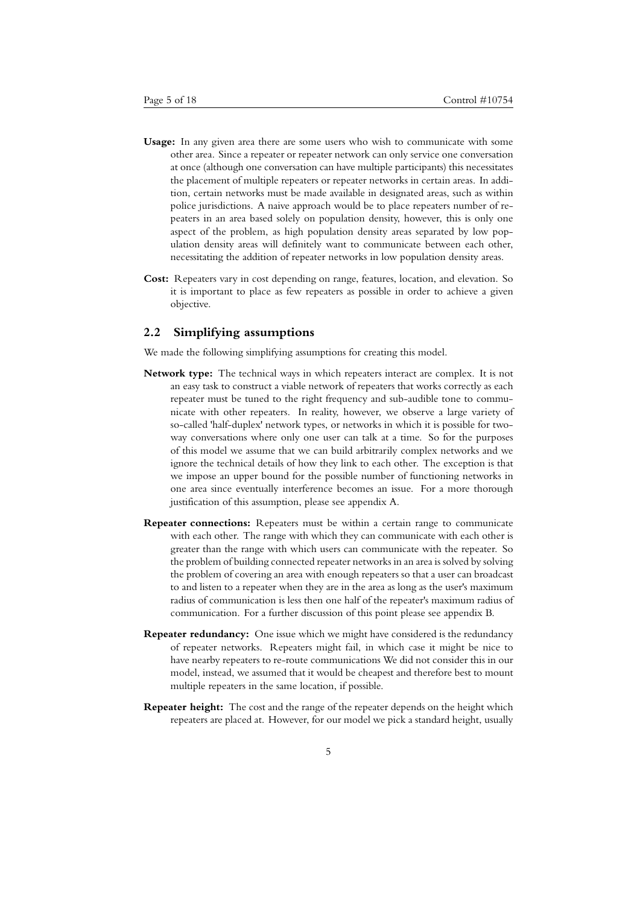**Usage:** In any given area there are some users who wish to communicate with some other area. Since a repeater or repeater network can only service one conversation at once (although one conversation can have multiple participants) this necessitates the placement of multiple repeaters or repeater networks in certain areas. In addition, certain networks must be made available in designated areas, such as within police jurisdictions. A naive approach would be to place repeaters number of repeaters in an area based solely on population density, however, this is only one aspect of the problem, as high population density areas separated by low population density areas will definitely want to communicate between each other, necessitating the addition of repeater networks in low population density areas.

**Cost:** Repeaters vary in cost depending on range, features, location, and elevation. So it is important to place as few repeaters as possible in order to achieve a given objective.

## 2.2 Simplifying assumptions

We made the following simplifying assumptions for creating this model.

**Network type:** The technical ways in which repeaters interact are complex. It is not an easy task to construct a viable network of repeaters that works correctly as each repeater must be tuned to the right frequency and sub-audible tone to communicate with other repeaters. In reality, however, we observe a large variety of so-called 'half-duplex' network types, or networks in which it is possible for two-way conversations where only one user can talk at a time. So for the purposes of this model we assume that we can build arbitrarily complex networks and we ignore the technical details of how they link to each other. The exception is that we impose an upper bound for the possible number of functioning networks in one area since eventually interference becomes an issue. For a more thorough justification of this assumption, please see appendix A.

**Repeater connections:** Repeaters must be within a certain range to communicate with each other. The range with which they can communicate with each other is greater than the range with which users can communicate with the repeater. So the problem of building connected repeater networks in an area is solved by solving the problem of covering an area with enough repeaters so that a user can broadcast to and listen to a repeater when they are in the area as long as the user's maximum radius of communication is less then one half of the repeater's maximum radius of communication. For a further discussion of this point please see appendix B.

**Repeater redundancy:** One issue which we might have considered is the redundancy of repeater networks. Repeaters might fail, in which case it might be nice to have nearby repeaters to re-route communications We did not consider this in our model, instead, we assumed that it would be cheapest and therefore best to mount multiple repeaters in the same location, if possible.

**Repeater height:** The cost and the range of the repeater depends on the height which repeaters are placed at. However, for our model we pick a standard height, usually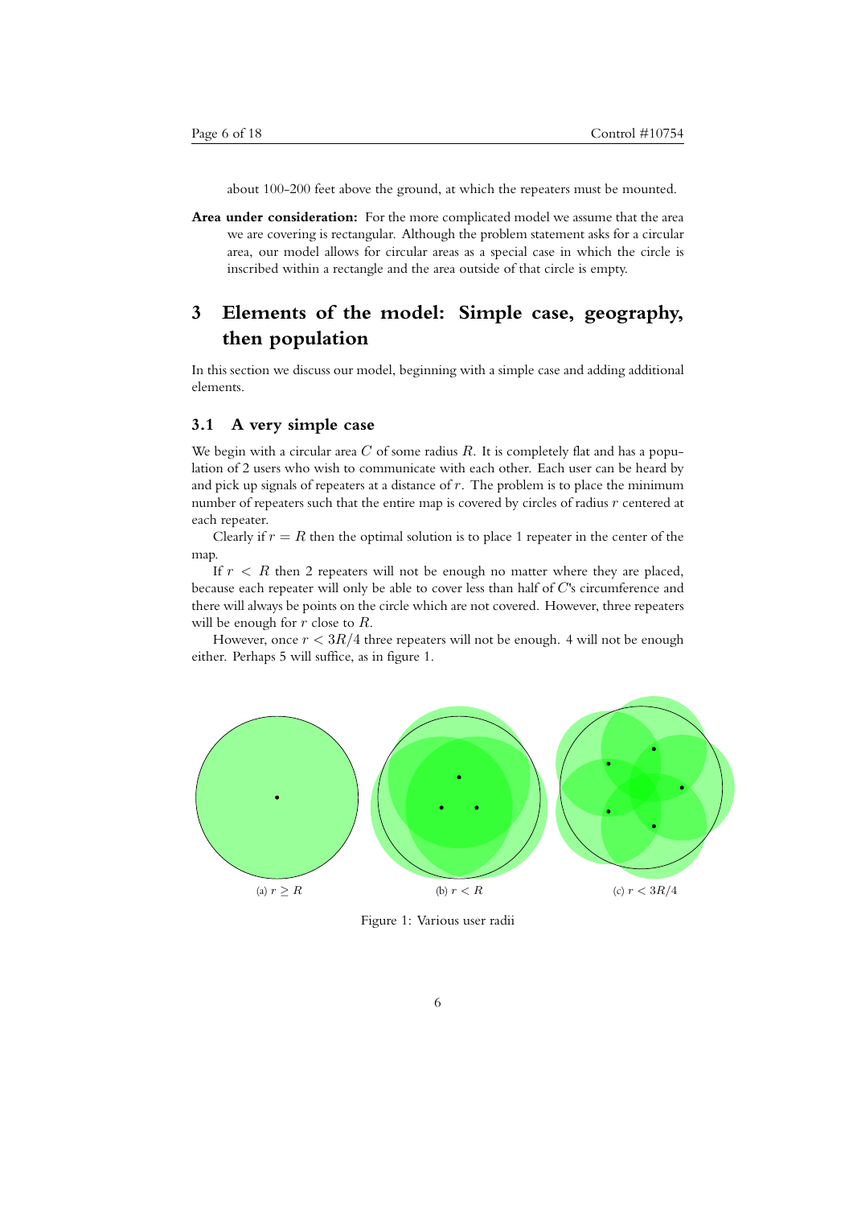about 100-200 feet above the ground, at which the repeaters must be mounted.

**Area under consideration:** For the more complicated model we assume that the area we are covering is rectangular. Although the problem statement asks for a circular area, our model allows for circular areas as a special case in which the circle is inscribed within a rectangle and the area outside of that circle is empty.

# 3 Elements of the model: Simple case, geography, then population

In this section we discuss our model, beginning with a simple case and adding additional elements.

## 3.1 A very simple case

We begin with a circular area $C$ of some radius $R$. It is completely flat and has a population of 2 users who wish to communicate with each other. Each user can be heard by and pick up signals of repeaters at a distance of $r$. The problem is to place the minimum number of repeaters such that the entire map is covered by circles of radius $r$ centered at each repeater.

Clearly if $r = R$ then the optimal solution is to place 1 repeater in the center of the map.

If $r < R$ then 2 repeaters will not be enough no matter where they are placed, because each repeater will only be able to cover less than half of $C$'s circumference and there will always be points on the circle which are not covered. However, three repeaters will be enough for $r$ close to $R$.

However, once $r < 3R/4$ three repeaters will not be enough. 4 will not be enough either. Perhaps 5 will suffice, as in figure 1.

(a) $r \geq R$

(b) $r < R$

(c) $r < 3R/4$

Figure 1: Various user radii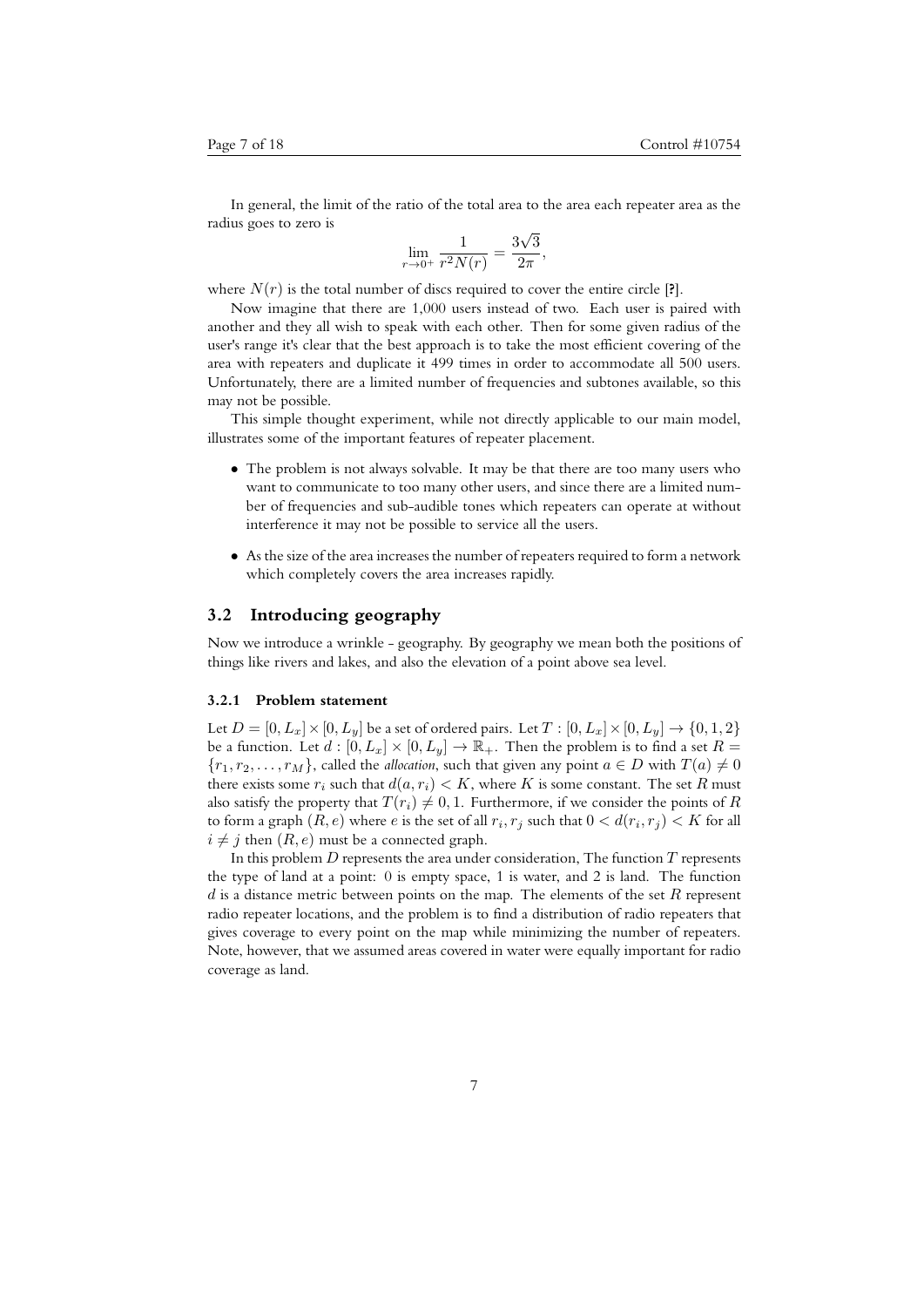In general, the limit of the ratio of the total area to the area each repeater area as the radius goes to zero is

$$\lim_{r \to 0^+} \frac{1}{r^2 N(r)} = \frac{3\sqrt{3}}{2\pi},$$

where $N(r)$ is the total number of discs required to cover the entire circle [?].

Now imagine that there are 1,000 users instead of two. Each user is paired with another and they all wish to speak with each other. Then for some given radius of the user's range it's clear that the best approach is to take the most efficient covering of the area with repeaters and duplicate it 499 times in order to accommodate all 500 users. Unfortunately, there are a limited number of frequencies and subtones available, so this may not be possible.

This simple thought experiment, while not directly applicable to our main model, illustrates some of the important features of repeater placement.

- The problem is not always solvable. It may be that there are too many users who want to communicate to too many other users, and since there are a limited number of frequencies and sub-audible tones which repeaters can operate at without interference it may not be possible to service all the users.
- As the size of the area increases the number of repeaters required to form a network which completely covers the area increases rapidly.

## 3.2 Introducing geography

Now we introduce a wrinkle - geography. By geography we mean both the positions of things like rivers and lakes, and also the elevation of a point above sea level.

### 3.2.1 Problem statement

Let $D = [0, L_x] \times [0, L_y]$ be a set of ordered pairs. Let $T : [0, L_x] \times [0, L_y] \to \{0, 1, 2\}$ be a function. Let $d : [0, L_x] \times [0, L_y] \to \mathbb{R}_+$. Then the problem is to find a set $R = \{r_1, r_2, \ldots, r_M\}$, called the *allocation*, such that given any point $a \in D$ with $T(a) \neq 0$ there exists some $r_i$ such that $d(a, r_i) < K$, where $K$ is some constant. The set $R$ must also satisfy the property that $T(r_i) \neq 0, 1$. Furthermore, if we consider the points of $R$ to form a graph $(R, e)$ where $e$ is the set of all $r_i, r_j$ such that $0 < d(r_i, r_j) < K$ for all $i \neq j$ then $(R, e)$ must be a connected graph.

In this problem $D$ represents the area under consideration, The function $T$ represents the type of land at a point: 0 is empty space, 1 is water, and 2 is land. The function $d$ is a distance metric between points on the map. The elements of the set $R$ represent radio repeater locations, and the problem is to find a distribution of radio repeaters that gives coverage to every point on the map while minimizing the number of repeaters. Note, however, that we assumed areas covered in water were equally important for radio coverage as land.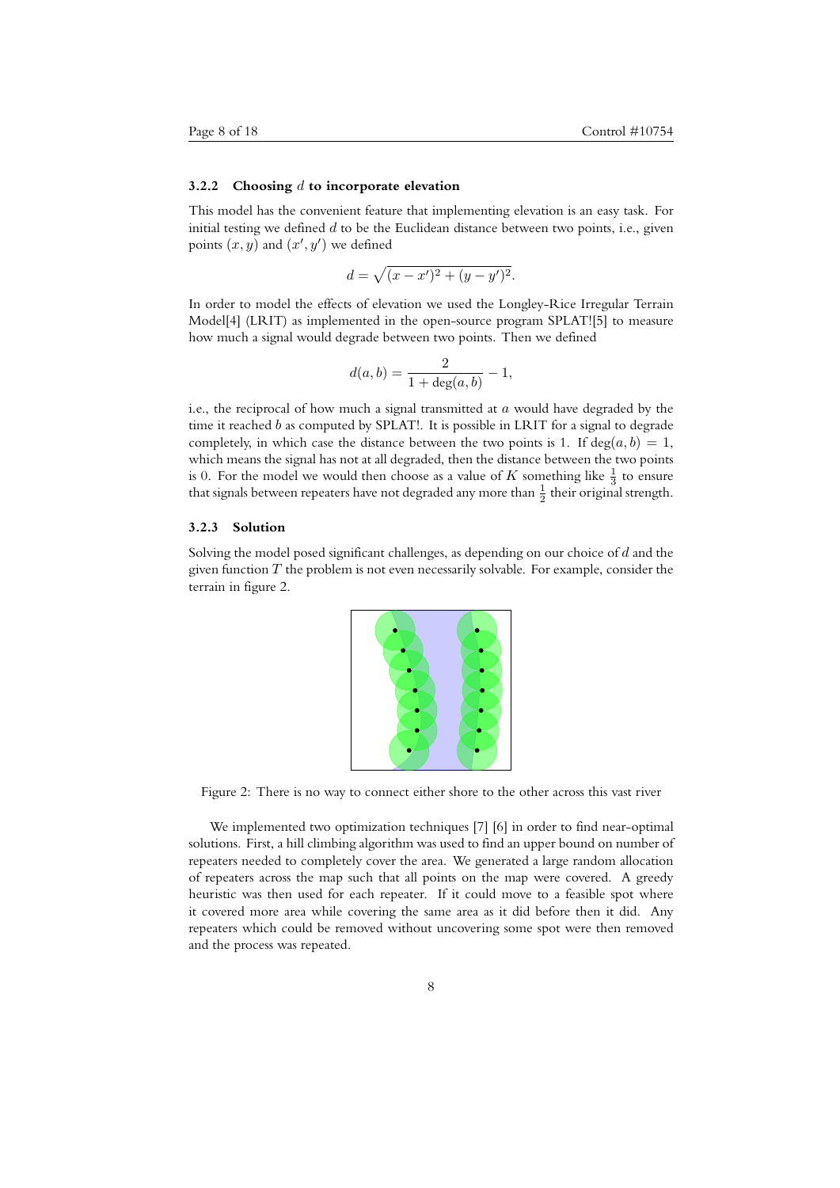### 3.2.2 Choosing $d$ to incorporate elevation

This model has the convenient feature that implementing elevation is an easy task. For initial testing we defined $d$ to be the Euclidean distance between two points, i.e., given points $(x, y)$ and $(x', y')$ we defined

$$d = \sqrt{(x - x')^2 + (y - y')^2}.$$

In order to model the effects of elevation we used the Longley-Rice Irregular Terrain Model[4] (LRIT) as implemented in the open-source program SPLAT![5] to measure how much a signal would degrade between two points. Then we defined

$$d(a, b) = \frac{2}{1 + \deg(a, b)} - 1,$$

i.e., the reciprocal of how much a signal transmitted at $a$ would have degraded by the time it reached $b$ as computed by SPLAT!. It is possible in LRIT for a signal to degrade completely, in which case the distance between the two points is 1. If $\deg(a, b) = 1$, which means the signal has not at all degraded, then the distance between the two points is 0. For the model we would then choose as a value of $K$ something like $\frac{1}{3}$ to ensure that signals between repeaters have not degraded any more than $\frac{1}{2}$ their original strength.

### 3.2.3 Solution

Solving the model posed significant challenges, as depending on our choice of $d$ and the given function $T$ the problem is not even necessarily solvable. For example, consider the terrain in figure 2.

Figure 2: There is no way to connect either shore to the other across this vast river

We implemented two optimization techniques [7] [6] in order to find near-optimal solutions. First, a hill climbing algorithm was used to find an upper bound on number of repeaters needed to completely cover the area. We generated a large random allocation of repeaters across the map such that all points on the map were covered. A greedy heuristic was then used for each repeater. If it could move to a feasible spot where it covered more area while covering the same area as it did before then it did. Any repeaters which could be removed without uncovering some spot were then removed and the process was repeated.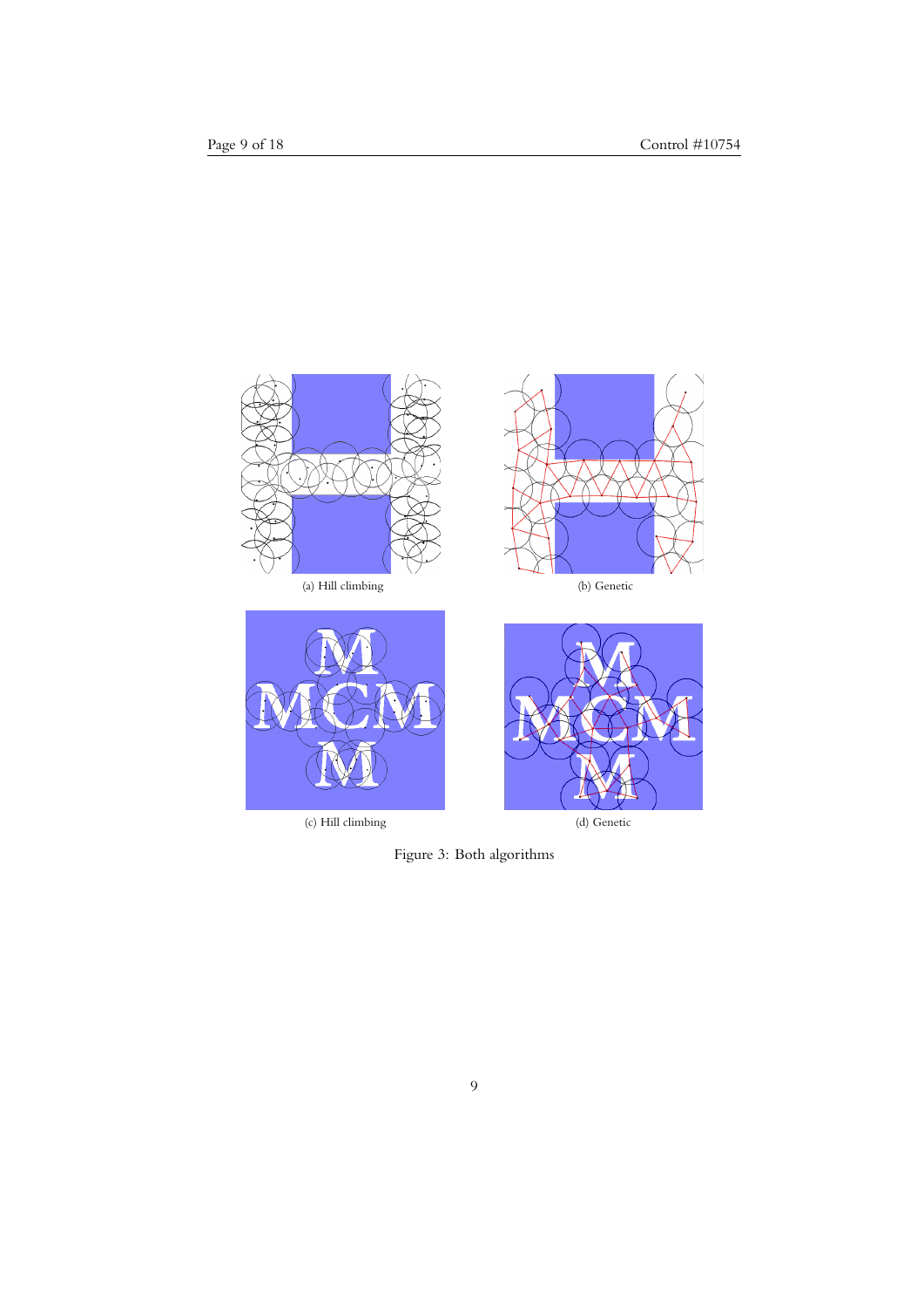(a) Hill climbing

(b) Genetic

(c) Hill climbing

(d) Genetic

Figure 3: Both algorithms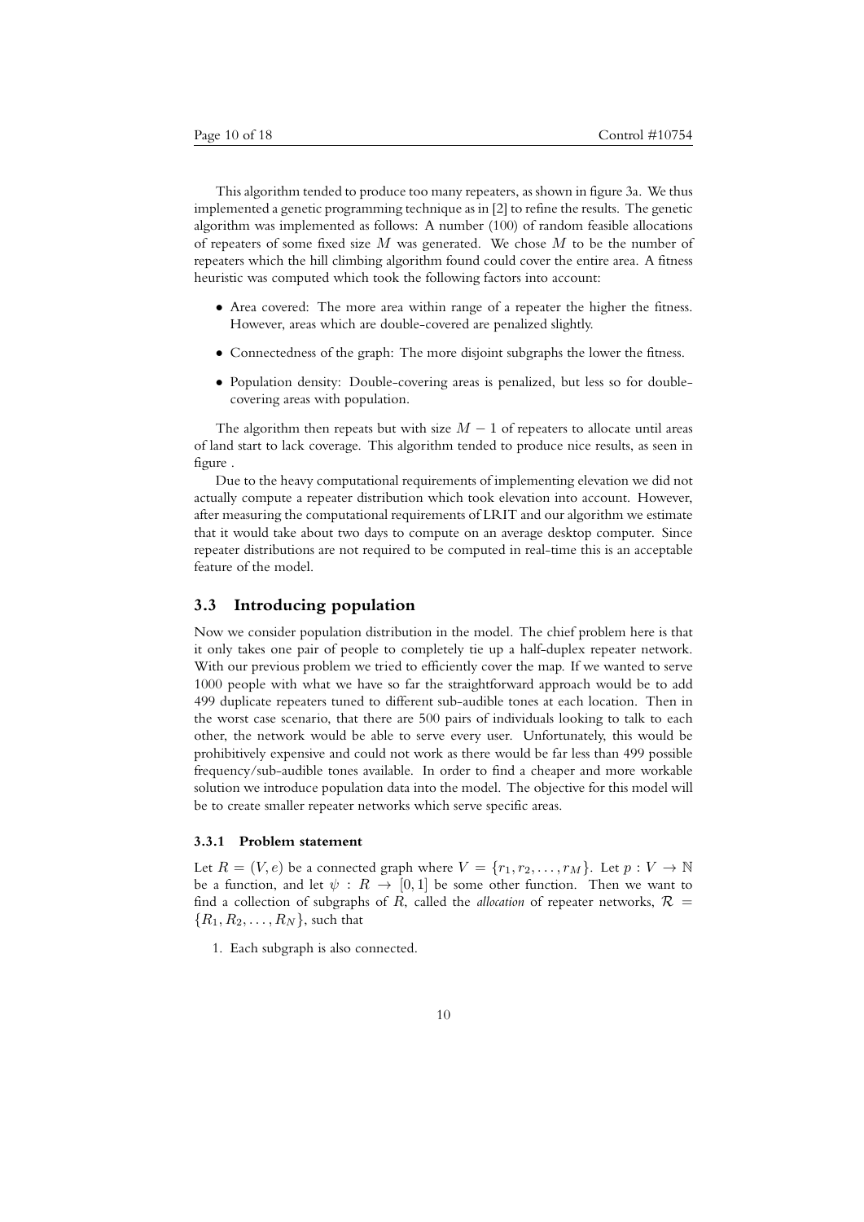This algorithm tended to produce too many repeaters, as shown in figure 3a. We thus implemented a genetic programming technique as in [2] to refine the results. The genetic algorithm was implemented as follows: A number (100) of random feasible allocations of repeaters of some fixed size $M$ was generated. We chose $M$ to be the number of repeaters which the hill climbing algorithm found could cover the entire area. A fitness heuristic was computed which took the following factors into account:

- Area covered: The more area within range of a repeater the higher the fitness. However, areas which are double-covered are penalized slightly.
- Connectedness of the graph: The more disjoint subgraphs the lower the fitness.
- Population density: Double-covering areas is penalized, but less so for double-covering areas with population.

The algorithm then repeats but with size $M - 1$ of repeaters to allocate until areas of land start to lack coverage. This algorithm tended to produce nice results, as seen in figure .

Due to the heavy computational requirements of implementing elevation we did not actually compute a repeater distribution which took elevation into account. However, after measuring the computational requirements of LRIT and our algorithm we estimate that it would take about two days to compute on an average desktop computer. Since repeater distributions are not required to be computed in real-time this is an acceptable feature of the model.

## 3.3 Introducing population

Now we consider population distribution in the model. The chief problem here is that it only takes one pair of people to completely tie up a half-duplex repeater network. With our previous problem we tried to efficiently cover the map. If we wanted to serve 1000 people with what we have so far the straightforward approach would be to add 499 duplicate repeaters tuned to different sub-audible tones at each location. Then in the worst case scenario, that there are 500 pairs of individuals looking to talk to each other, the network would be able to serve every user. Unfortunately, this would be prohibitively expensive and could not work as there would be far less than 499 possible frequency/sub-audible tones available. In order to find a cheaper and more workable solution we introduce population data into the model. The objective for this model will be to create smaller repeater networks which serve specific areas.

### 3.3.1 Problem statement

Let $R = (V, e)$ be a connected graph where $V = \{r_1, r_2, \ldots, r_M\}$. Let $p : V \to \mathbb{N}$ be a function, and let $\psi : R \to [0, 1]$ be some other function. Then we want to find a collection of subgraphs of $R$, called the *allocation* of repeater networks, $\mathcal{R} = \{R_1, R_2, \ldots, R_N\}$, such that

1. Each subgraph is also connected.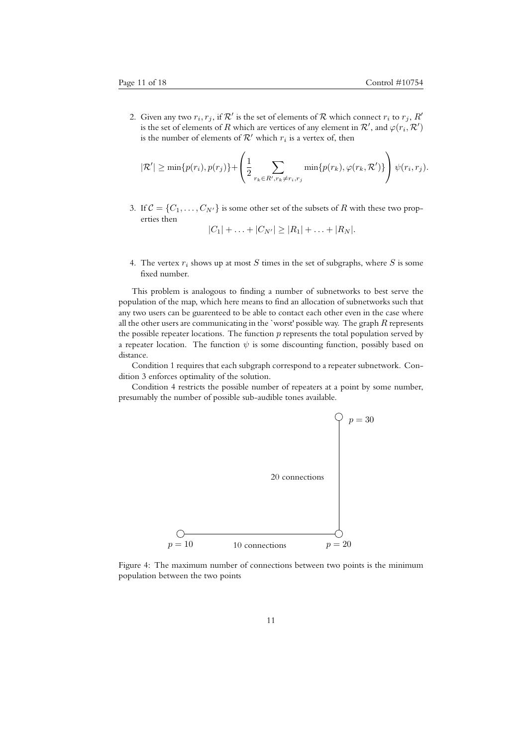2. Given any two $r_i, r_j$, if $\mathcal{R}'$ is the set of elements of $\mathcal{R}$ which connect $r_i$ to $r_j$, $R'$ is the set of elements of $R$ which are vertices of any element in $\mathcal{R}'$, and $\varphi(r_i, \mathcal{R}')$ is the number of elements of $\mathcal{R}'$ which $r_i$ is a vertex of, then

$$|\mathcal{R}'| \geq \min\{p(r_i), p(r_j)\} + \left( \frac{1}{2} \sum_{r_k \in R', r_k \neq r_i, r_j} \min\{p(r_k), \varphi(r_k, \mathcal{R}')\} \right) \psi(r_i, r_j).$$

3. If $\mathcal{C} = \{C_1, \ldots, C_{N'}\}$ is some other set of the subsets of $R$ with these two properties then

$$|C_1| + \ldots + |C_{N'}| \geq |R_1| + \ldots + |R_N|.$$

4. The vertex $r_i$ shows up at most $S$ times in the set of subgraphs, where $S$ is some fixed number.

This problem is analogous to finding a number of subnetworks to best serve the population of the map, which here means to find an allocation of subnetworks such that any two users can be guarenteed to be able to contact each other even in the case where all the other users are communicating in the `worst' possible way. The graph $R$ represents the possible repeater locations. The function $p$ represents the total population served by a repeater location. The function $\psi$ is some discounting function, possibly based on distance.

Condition 1 requires that each subgraph correspond to a repeater subnetwork. Condition 3 enforces optimality of the solution.

Condition 4 restricts the possible number of repeaters at a point by some number, presumably the number of possible sub-audible tones available.

$p = 30$

20 connections

$p = 10$ 10 connections $p = 20$

Figure 4: The maximum number of connections between two points is the minimum population between the two points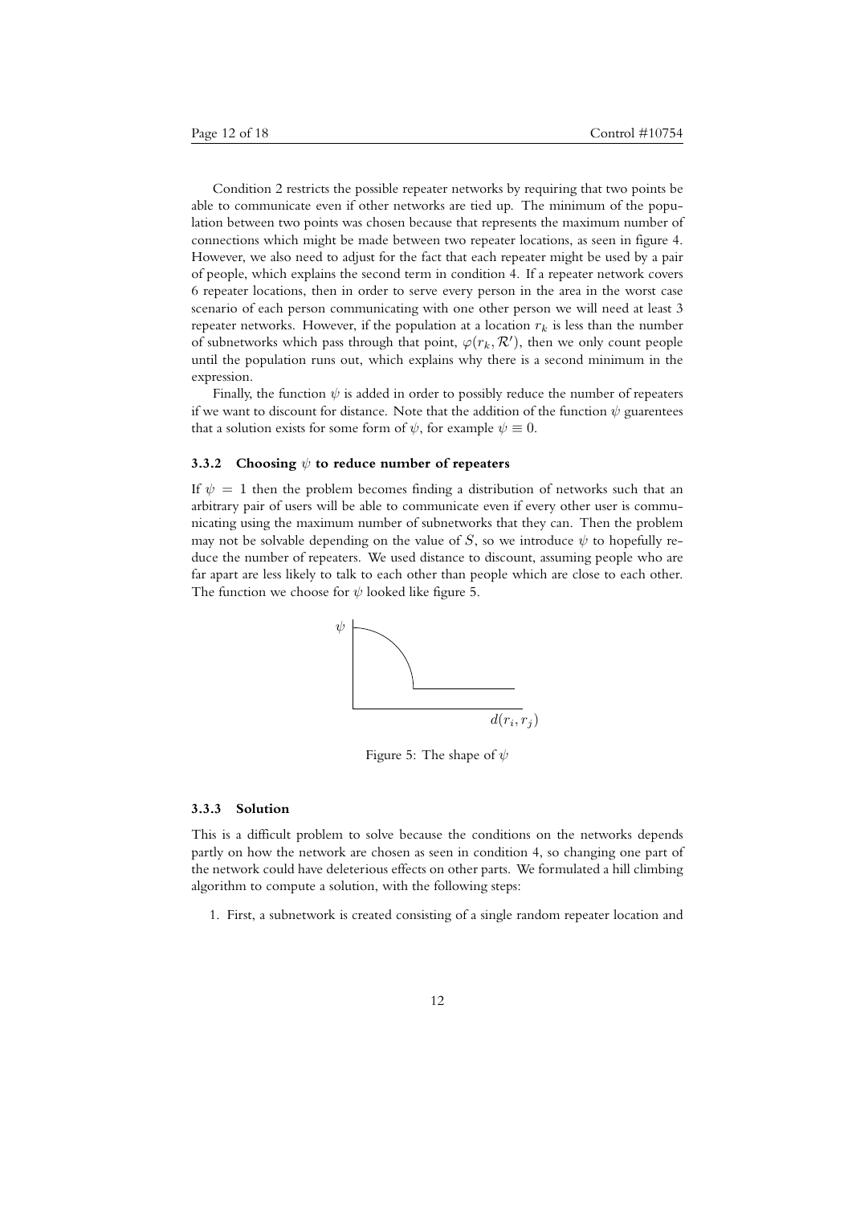Condition 2 restricts the possible repeater networks by requiring that two points be able to communicate even if other networks are tied up. The minimum of the population between two points was chosen because that represents the maximum number of connections which might be made between two repeater locations, as seen in figure 4. However, we also need to adjust for the fact that each repeater might be used by a pair of people, which explains the second term in condition 4. If a repeater network covers 6 repeater locations, then in order to serve every person in the area in the worst case scenario of each person communicating with one other person we will need at least 3 repeater networks. However, if the population at a location $r_k$ is less than the number of subnetworks which pass through that point, $\varphi(r_k, \mathcal{R}')$, then we only count people until the population runs out, which explains why there is a second minimum in the expression.

Finally, the function $\psi$ is added in order to possibly reduce the number of repeaters if we want to discount for distance. Note that the addition of the function $\psi$ guarentees that a solution exists for some form of $\psi$, for example $\psi \equiv 0$.

#### 3.3.2 Choosing $\psi$ to reduce number of repeaters

If $\psi = 1$ then the problem becomes finding a distribution of networks such that an arbitrary pair of users will be able to communicate even if every other user is communicating using the maximum number of subnetworks that they can. Then the problem may not be solvable depending on the value of $S$, so we introduce $\psi$ to hopefully reduce the number of repeaters. We used distance to discount, assuming people who are far apart are less likely to talk to each other than people which are close to each other. The function we choose for $\psi$ looked like figure 5.

Figure 5: The shape of $\psi$

#### 3.3.3 Solution

This is a difficult problem to solve because the conditions on the networks depends partly on how the network are chosen as seen in condition 4, so changing one part of the network could have deleterious effects on other parts. We formulated a hill climbing algorithm to compute a solution, with the following steps:

1. First, a subnetwork is created consisting of a single random repeater location and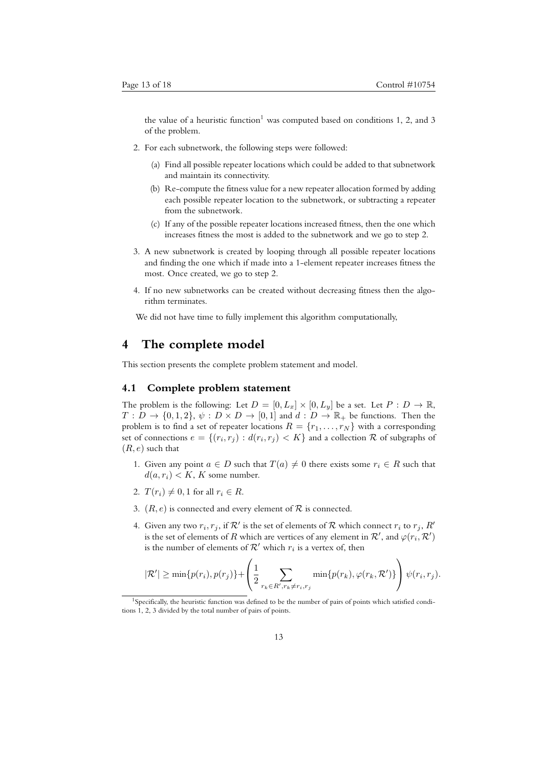the value of a heuristic function[1] was computed based on conditions 1, 2, and 3 of the problem.

2. For each subnetwork, the following steps were followed:

   (a) Find all possible repeater locations which could be added to that subnetwork and maintain its connectivity.

   (b) Re-compute the fitness value for a new repeater allocation formed by adding each possible repeater location to the subnetwork, or subtracting a repeater from the subnetwork.

   (c) If any of the possible repeater locations increased fitness, then the one which increases fitness the most is added to the subnetwork and we go to step 2.

3. A new subnetwork is created by looping through all possible repeater locations and finding the one which if made into a 1-element repeater increases fitness the most. Once created, we go to step 2.

4. If no new subnetworks can be created without decreasing fitness then the algorithm terminates.

We did not have time to fully implement this algorithm computationally,

# 4 The complete model

This section presents the complete problem statement and model.

## 4.1 Complete problem statement

The problem is the following: Let $D = [0, L_x] \times [0, L_y]$ be a set. Let $P : D \to \mathbb{R}$, $T : D \to \{0, 1, 2\}$, $\psi : D \times D \to [0, 1]$ and $d : D \to \mathbb{R}_+$ be functions. Then the problem is to find a set of repeater locations $R = \{r_1, \dots, r_N\}$ with a corresponding set of connections $e = \{(r_i, r_j) : d(r_i, r_j) < K\}$ and a collection $\mathcal{R}$ of subgraphs of $(R, e)$ such that

1. Given any point $a \in D$ such that $T(a) \neq 0$ there exists some $r_i \in R$ such that $d(a, r_i) < K$, $K$ some number.

2. $T(r_i) \neq 0, 1$ for all $r_i \in R$.

3. $(R, e)$ is connected and every element of $\mathcal{R}$ is connected.

4. Given any two $r_i, r_j$, if $\mathcal{R}'$ is the set of elements of $\mathcal{R}$ which connect $r_i$ to $r_j$, $R'$ is the set of elements of $R$ which are vertices of any element in $\mathcal{R}'$, and $\varphi(r_i, \mathcal{R}')$ is the number of elements of $\mathcal{R}'$ which $r_i$ is a vertex of, then

$$|\mathcal{R}'| \geq \min\{p(r_i), p(r_j)\} + \left( \frac{1}{2} \sum_{r_k \in R', r_k \neq r_i, r_j} \min\{p(r_k), \varphi(r_k, \mathcal{R}')\} \right) \psi(r_i, r_j).$$

[1] Specifically, the heuristic function was defined to be the number of pairs of points which satisfied conditions 1, 2, 3 divided by the total number of pairs of points.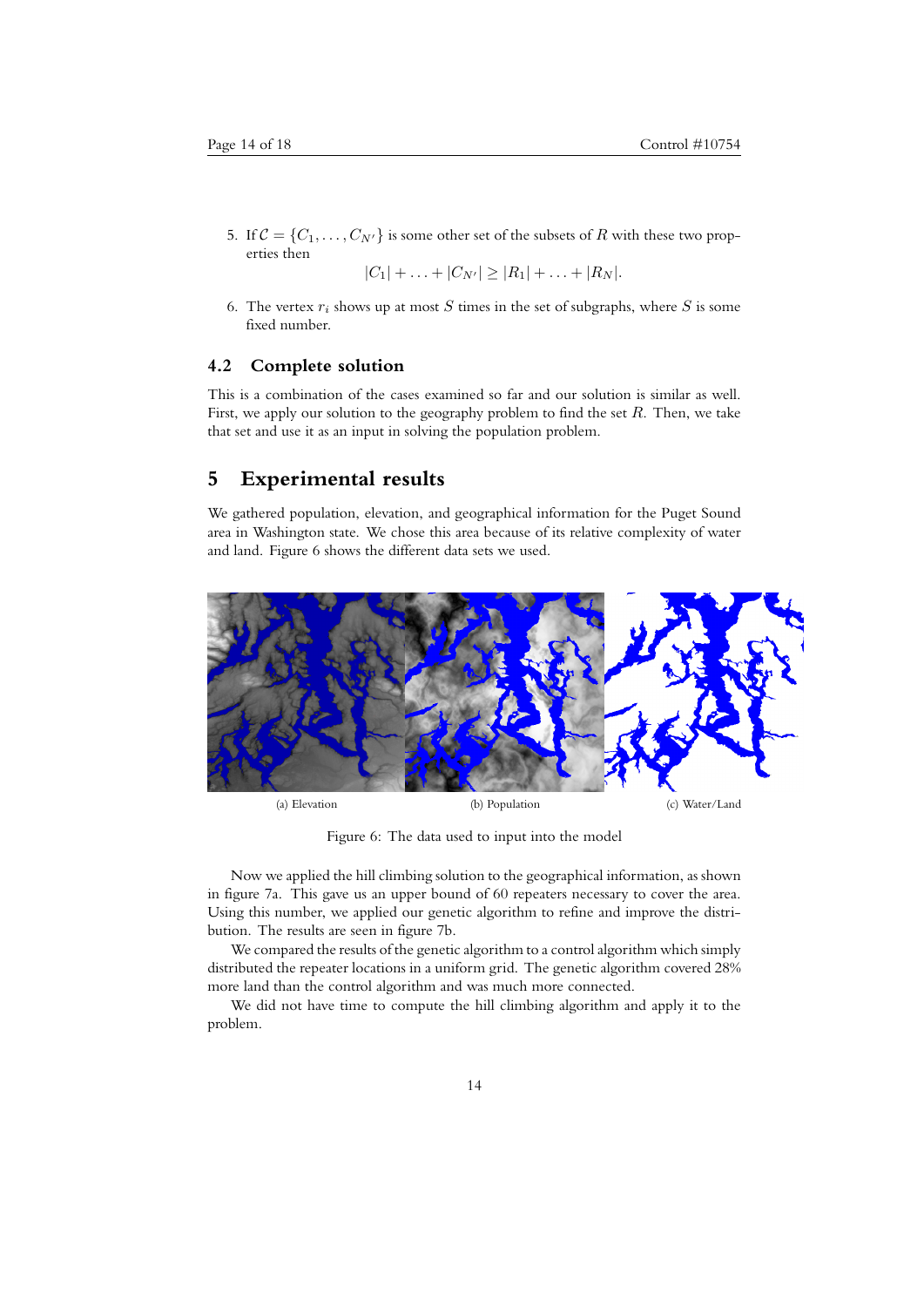5. If $\mathcal{C} = \{C_1, \ldots, C_{N'}\}$ is some other set of the subsets of $R$ with these two properties then

$$|C_1| + \ldots + |C_{N'}| \geq |R_1| + \ldots + |R_N|.$$

6. The vertex $r_i$ shows up at most $S$ times in the set of subgraphs, where $S$ is some fixed number.

### 4.2 Complete solution

This is a combination of the cases examined so far and our solution is similar as well. First, we apply our solution to the geography problem to find the set $R$. Then, we take that set and use it as an input in solving the population problem.

## 5 Experimental results

We gathered population, elevation, and geographical information for the Puget Sound area in Washington state. We chose this area because of its relative complexity of water and land. Figure 6 shows the different data sets we used.

(a) Elevation (b) Population (c) Water/Land

Figure 6: The data used to input into the model

Now we applied the hill climbing solution to the geographical information, as shown in figure 7a. This gave us an upper bound of 60 repeaters necessary to cover the area. Using this number, we applied our genetic algorithm to refine and improve the distribution. The results are seen in figure 7b.

We compared the results of the genetic algorithm to a control algorithm which simply distributed the repeater locations in a uniform grid. The genetic algorithm covered 28% more land than the control algorithm and was much more connected.

We did not have time to compute the hill climbing algorithm and apply it to the problem.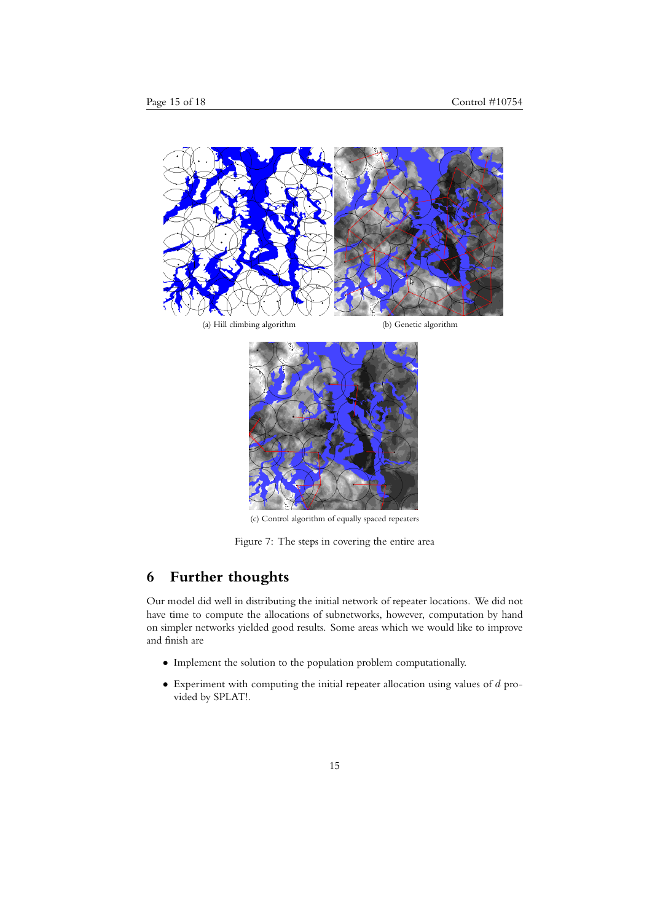(a) Hill climbing algorithm

(b) Genetic algorithm

(c) Control algorithm of equally spaced repeaters

Figure 7: The steps in covering the entire area

# 6 Further thoughts

Our model did well in distributing the initial network of repeater locations. We did not have time to compute the allocations of subnetworks, however, computation by hand on simpler networks yielded good results. Some areas which we would like to improve and finish are

- Implement the solution to the population problem computationally.
- Experiment with computing the initial repeater allocation using values of $d$ provided by SPLAT!.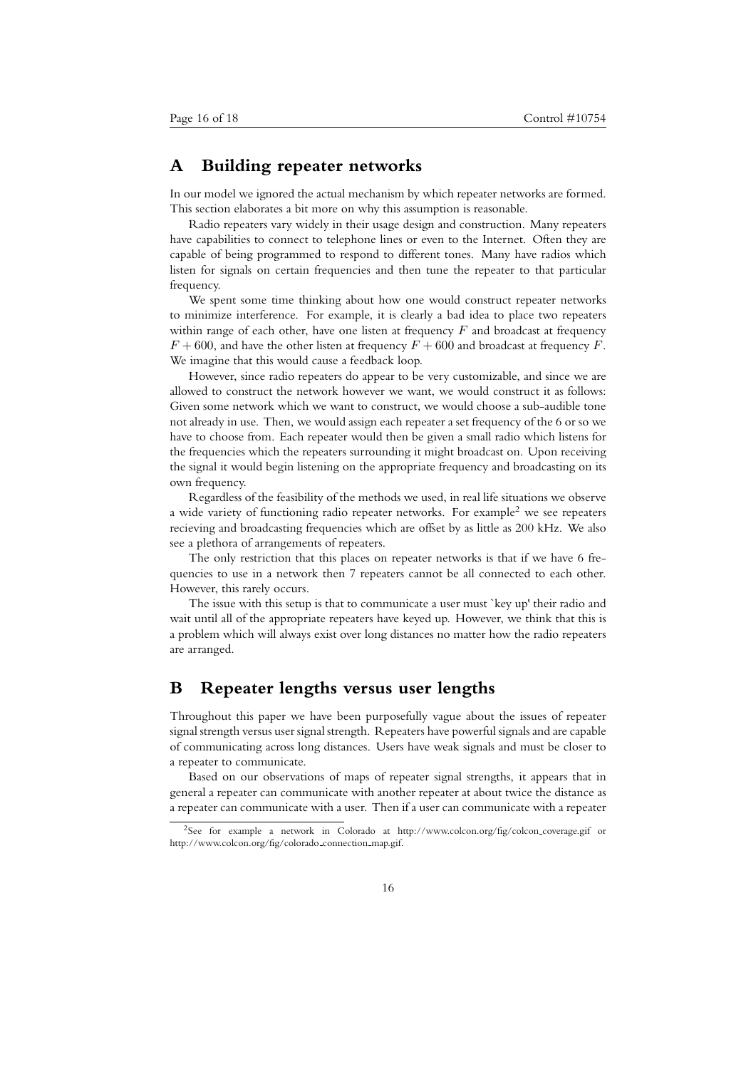## A Building repeater networks

In our model we ignored the actual mechanism by which repeater networks are formed. This section elaborates a bit more on why this assumption is reasonable.

Radio repeaters vary widely in their usage design and construction. Many repeaters have capabilities to connect to telephone lines or even to the Internet. Often they are capable of being programmed to respond to different tones. Many have radios which listen for signals on certain frequencies and then tune the repeater to that particular frequency.

We spent some time thinking about how one would construct repeater networks to minimize interference. For example, it is clearly a bad idea to place two repeaters within range of each other, have one listen at frequency $F$ and broadcast at frequency $F + 600$, and have the other listen at frequency $F + 600$ and broadcast at frequency $F$. We imagine that this would cause a feedback loop.

However, since radio repeaters do appear to be very customizable, and since we are allowed to construct the network however we want, we would construct it as follows: Given some network which we want to construct, we would choose a sub-audible tone not already in use. Then, we would assign each repeater a set frequency of the 6 or so we have to choose from. Each repeater would then be given a small radio which listens for the frequencies which the repeaters surrounding it might broadcast on. Upon receiving the signal it would begin listening on the appropriate frequency and broadcasting on its own frequency.

Regardless of the feasibility of the methods we used, in real life situations we observe a wide variety of functioning radio repeater networks. For example[2] we see repeaters recieving and broadcasting frequencies which are offset by as little as 200 kHz. We also see a plethora of arrangements of repeaters.

The only restriction that this places on repeater networks is that if we have 6 frequencies to use in a network then 7 repeaters cannot be all connected to each other. However, this rarely occurs.

The issue with this setup is that to communicate a user must `key up' their radio and wait until all of the appropriate repeaters have keyed up. However, we think that this is a problem which will always exist over long distances no matter how the radio repeaters are arranged.

## B Repeater lengths versus user lengths

Throughout this paper we have been purposefully vague about the issues of repeater signal strength versus user signal strength. Repeaters have powerful signals and are capable of communicating across long distances. Users have weak signals and must be closer to a repeater to communicate.

Based on our observations of maps of repeater signal strengths, it appears that in general a repeater can communicate with another repeater at about twice the distance as a repeater can communicate with a user. Then if a user can communicate with a repeater

[2] See for example a network in Colorado at http://www.colcon.org/fig/colcon_coverage.gif or http://www.colcon.org/fig/colorado_connection_map.gif.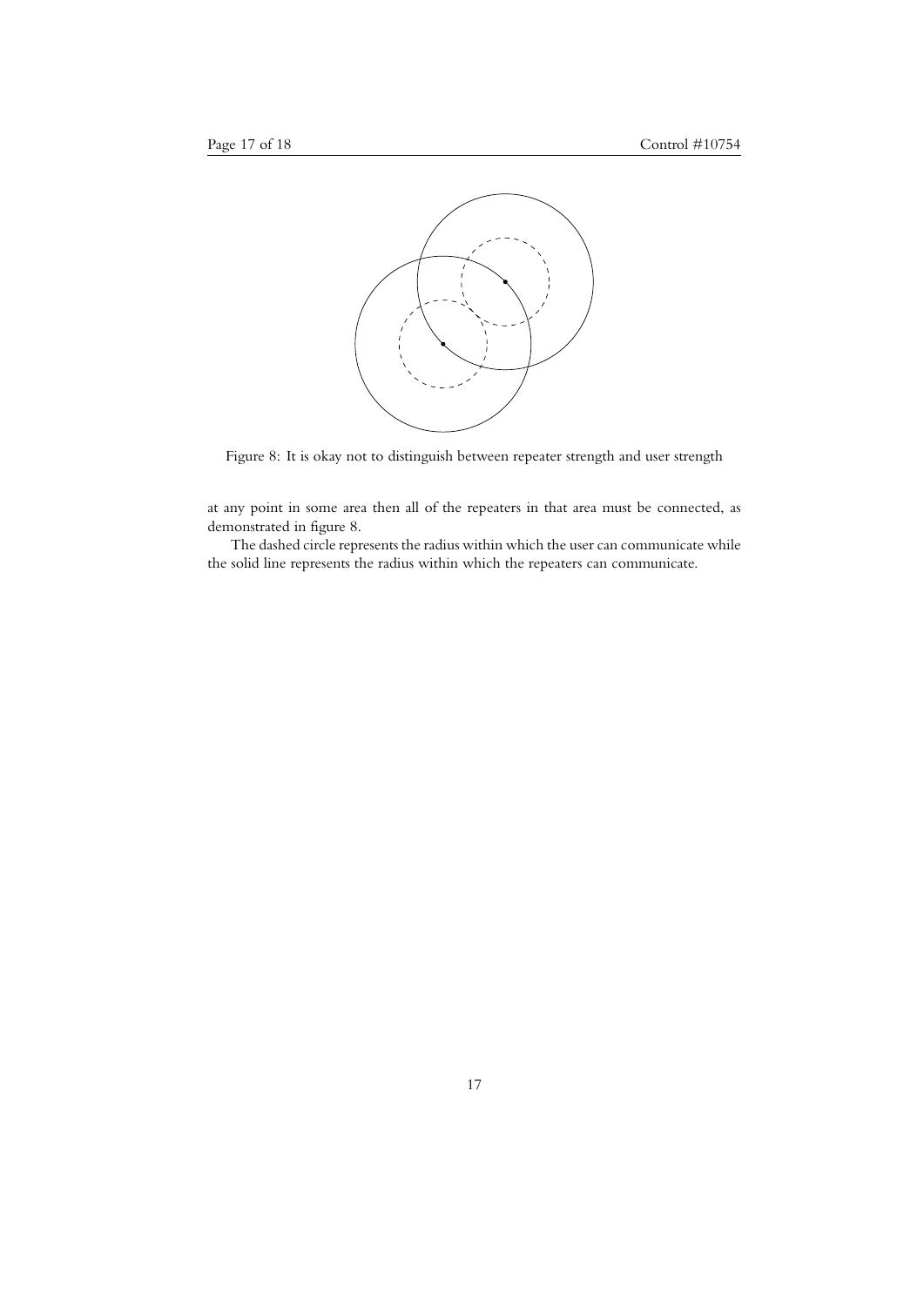Figure 8: It is okay not to distinguish between repeater strength and user strength

at any point in some area then all of the repeaters in that area must be connected, as demonstrated in figure 8.

The dashed circle represents the radius within which the user can communicate while the solid line represents the radius within which the repeaters can communicate.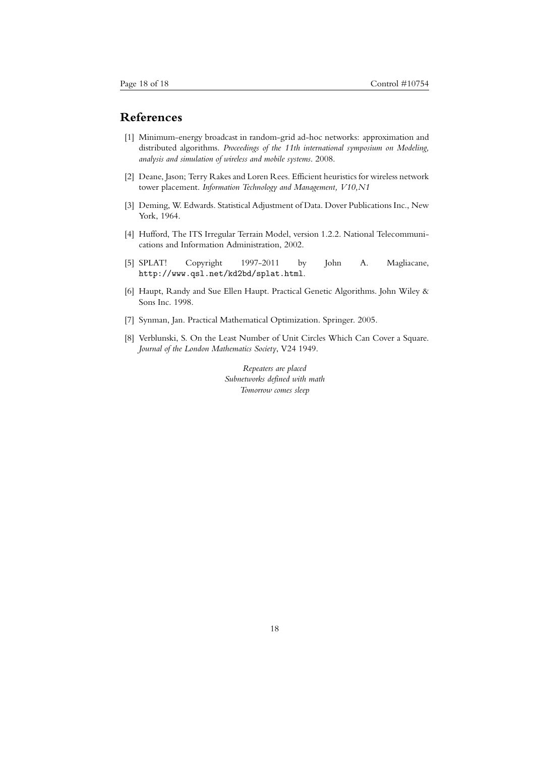## References

[1] Minimum-energy broadcast in random-grid ad-hoc networks: approximation and distributed algorithms. *Proceedings of the 11th international symposium on Modeling, analysis and simulation of wireless and mobile systems*. 2008.

[2] Deane, Jason; Terry Rakes and Loren Rees. Efficient heuristics for wireless network tower placement. *Information Technology and Management, V10,N1*

[3] Deming, W. Edwards. Statistical Adjustment of Data. Dover Publications Inc., New York, 1964.

[4] Hufford, The ITS Irregular Terrain Model, version 1.2.2. National Telecommunications and Information Administration, 2002.

[5] SPLAT! Copyright 1997-2011 by John A. Magliacane, `http://www.qsl.net/kd2bd/splat.html`.

[6] Haupt, Randy and Sue Ellen Haupt. Practical Genetic Algorithms. John Wiley & Sons Inc. 1998.

[7] Synman, Jan. Practical Mathematical Optimization. Springer. 2005.

[8] Verblunski, S. On the Least Number of Unit Circles Which Can Cover a Square. *Journal of the London Mathematics Society*, V24 1949.

*Repeaters are placed*
*Subnetworks defined with math*
*Tomorrow comes sleep*